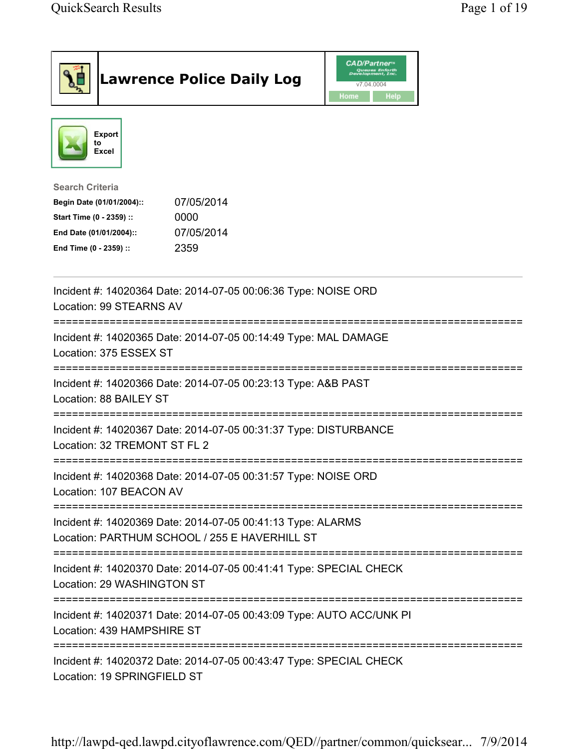# Lawrence Police Daily Log

CAD/Partner™
v7.04.0004

Home | Help

Export to Excel

**Search Criteria**

| | |
|---|---|
| **Begin Date (01/01/2004)::** | 07/05/2014 |
| **Start Time (0 - 2359) ::** | 0000 |
| **End Date (01/01/2004)::** | 07/05/2014 |
| **End Time (0 - 2359) ::** | 2359 |

---

Incident #: 14020364 Date: 2014-07-05 00:06:36 Type: NOISE ORD
Location: 99 STEARNS AV

===========================================================================

Incident #: 14020365 Date: 2014-07-05 00:14:49 Type: MAL DAMAGE
Location: 375 ESSEX ST

===========================================================================

Incident #: 14020366 Date: 2014-07-05 00:23:13 Type: A&B PAST
Location: 88 BAILEY ST

===========================================================================

Incident #: 14020367 Date: 2014-07-05 00:31:37 Type: DISTURBANCE
Location: 32 TREMONT ST FL 2

===========================================================================

Incident #: 14020368 Date: 2014-07-05 00:31:57 Type: NOISE ORD
Location: 107 BEACON AV

===========================================================================

Incident #: 14020369 Date: 2014-07-05 00:41:13 Type: ALARMS
Location: PARTHUM SCHOOL / 255 E HAVERHILL ST

===========================================================================

Incident #: 14020370 Date: 2014-07-05 00:41:41 Type: SPECIAL CHECK
Location: 29 WASHINGTON ST

===========================================================================

Incident #: 14020371 Date: 2014-07-05 00:43:09 Type: AUTO ACC/UNK PI
Location: 439 HAMPSHIRE ST

===========================================================================

Incident #: 14020372 Date: 2014-07-05 00:43:47 Type: SPECIAL CHECK
Location: 19 SPRINGFIELD ST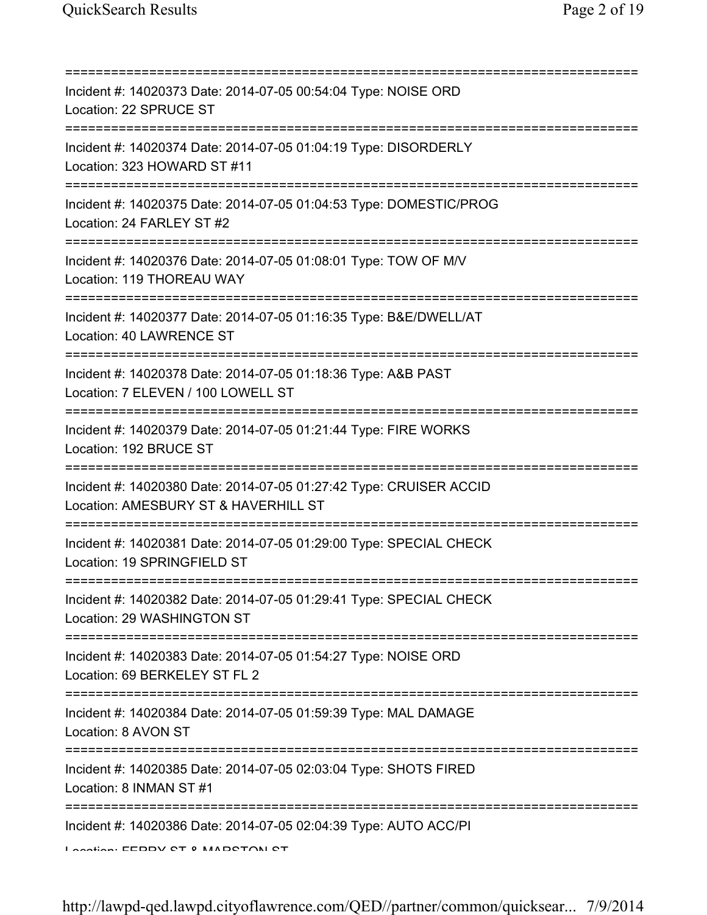Incident #: 14020373 Date: 2014-07-05 00:54:04 Type: NOISE ORD
Location: 22 SPRUCE ST

Incident #: 14020374 Date: 2014-07-05 01:04:19 Type: DISORDERLY
Location: 323 HOWARD ST #11

Incident #: 14020375 Date: 2014-07-05 01:04:53 Type: DOMESTIC/PROG
Location: 24 FARLEY ST #2

Incident #: 14020376 Date: 2014-07-05 01:08:01 Type: TOW OF M/V
Location: 119 THOREAU WAY

Incident #: 14020377 Date: 2014-07-05 01:16:35 Type: B&E/DWELL/AT
Location: 40 LAWRENCE ST

Incident #: 14020378 Date: 2014-07-05 01:18:36 Type: A&B PAST
Location: 7 ELEVEN / 100 LOWELL ST

Incident #: 14020379 Date: 2014-07-05 01:21:44 Type: FIRE WORKS
Location: 192 BRUCE ST

Incident #: 14020380 Date: 2014-07-05 01:27:42 Type: CRUISER ACCID
Location: AMESBURY ST & HAVERHILL ST

Incident #: 14020381 Date: 2014-07-05 01:29:00 Type: SPECIAL CHECK
Location: 19 SPRINGFIELD ST

Incident #: 14020382 Date: 2014-07-05 01:29:41 Type: SPECIAL CHECK
Location: 29 WASHINGTON ST

Incident #: 14020383 Date: 2014-07-05 01:54:27 Type: NOISE ORD
Location: 69 BERKELEY ST FL 2

Incident #: 14020384 Date: 2014-07-05 01:59:39 Type: MAL DAMAGE
Location: 8 AVON ST

Incident #: 14020385 Date: 2014-07-05 02:03:04 Type: SHOTS FIRED
Location: 8 INMAN ST #1

Incident #: 14020386 Date: 2014-07-05 02:04:39 Type: AUTO ACC/PI
Location: FERRY ST & MARSTON ST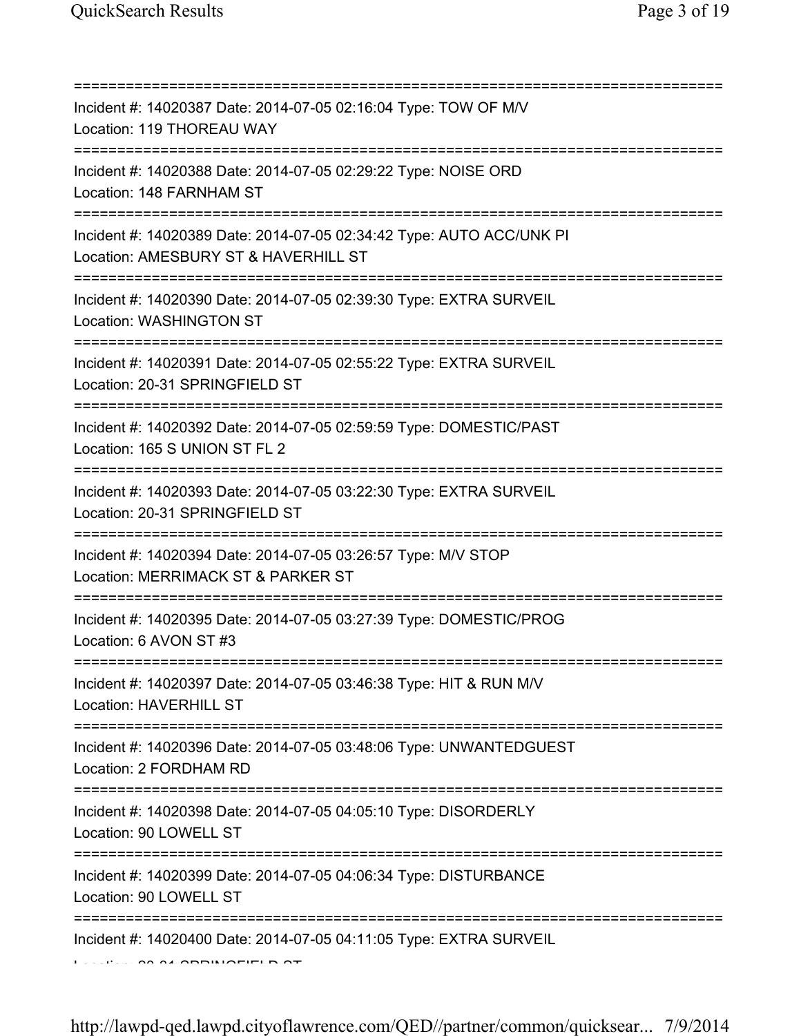===========================================================================

Incident #: 14020387 Date: 2014-07-05 02:16:04 Type: TOW OF M/V
Location: 119 THOREAU WAY

===========================================================================

Incident #: 14020388 Date: 2014-07-05 02:29:22 Type: NOISE ORD
Location: 148 FARNHAM ST

===========================================================================

Incident #: 14020389 Date: 2014-07-05 02:34:42 Type: AUTO ACC/UNK PI
Location: AMESBURY ST & HAVERHILL ST

===========================================================================

Incident #: 14020390 Date: 2014-07-05 02:39:30 Type: EXTRA SURVEIL
Location: WASHINGTON ST

===========================================================================

Incident #: 14020391 Date: 2014-07-05 02:55:22 Type: EXTRA SURVEIL
Location: 20-31 SPRINGFIELD ST

===========================================================================

Incident #: 14020392 Date: 2014-07-05 02:59:59 Type: DOMESTIC/PAST
Location: 165 S UNION ST FL 2

===========================================================================

Incident #: 14020393 Date: 2014-07-05 03:22:30 Type: EXTRA SURVEIL
Location: 20-31 SPRINGFIELD ST

===========================================================================

Incident #: 14020394 Date: 2014-07-05 03:26:57 Type: M/V STOP
Location: MERRIMACK ST & PARKER ST

===========================================================================

Incident #: 14020395 Date: 2014-07-05 03:27:39 Type: DOMESTIC/PROG
Location: 6 AVON ST #3

===========================================================================

Incident #: 14020397 Date: 2014-07-05 03:46:38 Type: HIT & RUN M/V
Location: HAVERHILL ST

===========================================================================

Incident #: 14020396 Date: 2014-07-05 03:48:06 Type: UNWANTEDGUEST
Location: 2 FORDHAM RD

===========================================================================

Incident #: 14020398 Date: 2014-07-05 04:05:10 Type: DISORDERLY
Location: 90 LOWELL ST

===========================================================================

Incident #: 14020399 Date: 2014-07-05 04:06:34 Type: DISTURBANCE
Location: 90 LOWELL ST

===========================================================================

Incident #: 14020400 Date: 2014-07-05 04:11:05 Type: EXTRA SURVEIL
Location: 20-31 SPRINGFIELD ST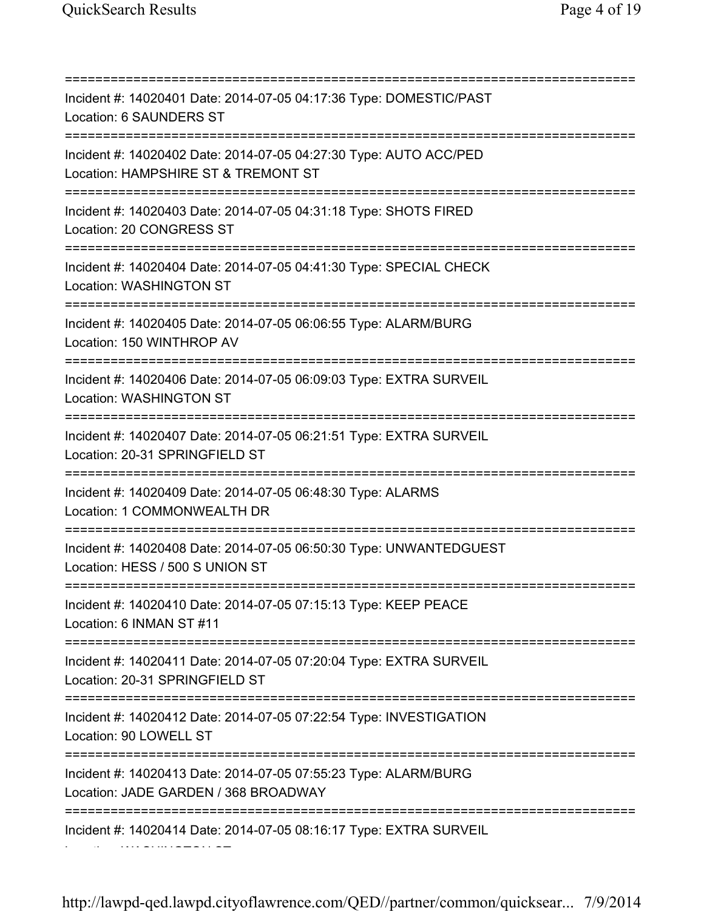===========================================================================

Incident #: 14020401 Date: 2014-07-05 04:17:36 Type: DOMESTIC/PAST
Location: 6 SAUNDERS ST

===========================================================================

Incident #: 14020402 Date: 2014-07-05 04:27:30 Type: AUTO ACC/PED
Location: HAMPSHIRE ST & TREMONT ST

===========================================================================

Incident #: 14020403 Date: 2014-07-05 04:31:18 Type: SHOTS FIRED
Location: 20 CONGRESS ST

===========================================================================

Incident #: 14020404 Date: 2014-07-05 04:41:30 Type: SPECIAL CHECK
Location: WASHINGTON ST

===========================================================================

Incident #: 14020405 Date: 2014-07-05 06:06:55 Type: ALARM/BURG
Location: 150 WINTHROP AV

===========================================================================

Incident #: 14020406 Date: 2014-07-05 06:09:03 Type: EXTRA SURVEIL
Location: WASHINGTON ST

===========================================================================

Incident #: 14020407 Date: 2014-07-05 06:21:51 Type: EXTRA SURVEIL
Location: 20-31 SPRINGFIELD ST

===========================================================================

Incident #: 14020409 Date: 2014-07-05 06:48:30 Type: ALARMS
Location: 1 COMMONWEALTH DR

===========================================================================

Incident #: 14020408 Date: 2014-07-05 06:50:30 Type: UNWANTEDGUEST
Location: HESS / 500 S UNION ST

===========================================================================

Incident #: 14020410 Date: 2014-07-05 07:15:13 Type: KEEP PEACE
Location: 6 INMAN ST #11

===========================================================================

Incident #: 14020411 Date: 2014-07-05 07:20:04 Type: EXTRA SURVEIL
Location: 20-31 SPRINGFIELD ST

===========================================================================

Incident #: 14020412 Date: 2014-07-05 07:22:54 Type: INVESTIGATION
Location: 90 LOWELL ST

===========================================================================

Incident #: 14020413 Date: 2014-07-05 07:55:23 Type: ALARM/BURG
Location: JADE GARDEN / 368 BROADWAY

===========================================================================

Incident #: 14020414 Date: 2014-07-05 08:16:17 Type: EXTRA SURVEIL
Location: WASHINGTON ST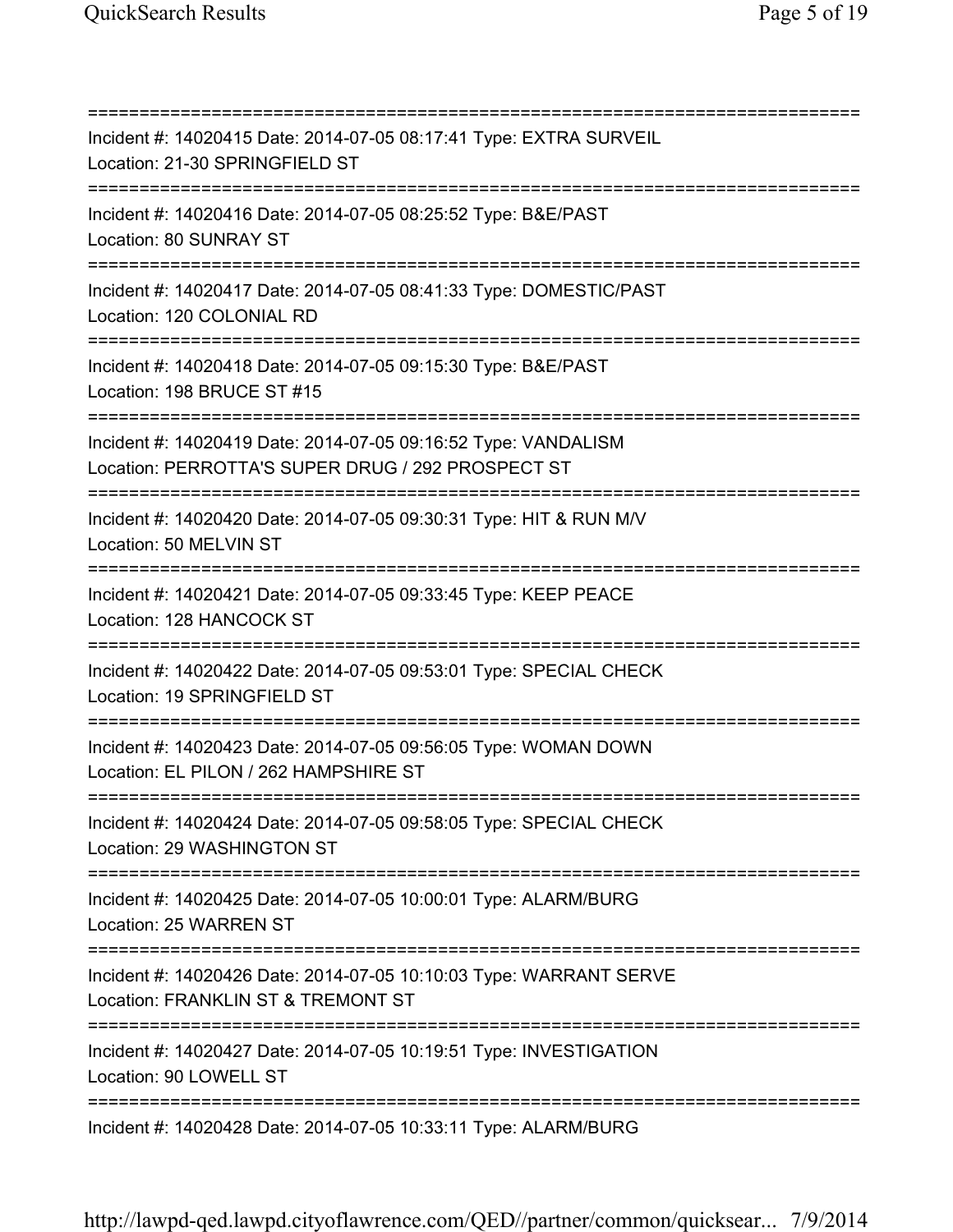===========================================================================
Incident #: 14020415 Date: 2014-07-05 08:17:41 Type: EXTRA SURVEIL
Location: 21-30 SPRINGFIELD ST
===========================================================================
Incident #: 14020416 Date: 2014-07-05 08:25:52 Type: B&E/PAST
Location: 80 SUNRAY ST
===========================================================================
Incident #: 14020417 Date: 2014-07-05 08:41:33 Type: DOMESTIC/PAST
Location: 120 COLONIAL RD
===========================================================================
Incident #: 14020418 Date: 2014-07-05 09:15:30 Type: B&E/PAST
Location: 198 BRUCE ST #15
===========================================================================
Incident #: 14020419 Date: 2014-07-05 09:16:52 Type: VANDALISM
Location: PERROTTA'S SUPER DRUG / 292 PROSPECT ST
===========================================================================
Incident #: 14020420 Date: 2014-07-05 09:30:31 Type: HIT & RUN M/V
Location: 50 MELVIN ST
===========================================================================
Incident #: 14020421 Date: 2014-07-05 09:33:45 Type: KEEP PEACE
Location: 128 HANCOCK ST
===========================================================================
Incident #: 14020422 Date: 2014-07-05 09:53:01 Type: SPECIAL CHECK
Location: 19 SPRINGFIELD ST
===========================================================================
Incident #: 14020423 Date: 2014-07-05 09:56:05 Type: WOMAN DOWN
Location: EL PILON / 262 HAMPSHIRE ST
===========================================================================
Incident #: 14020424 Date: 2014-07-05 09:58:05 Type: SPECIAL CHECK
Location: 29 WASHINGTON ST
===========================================================================
Incident #: 14020425 Date: 2014-07-05 10:00:01 Type: ALARM/BURG
Location: 25 WARREN ST
===========================================================================
Incident #: 14020426 Date: 2014-07-05 10:10:03 Type: WARRANT SERVE
Location: FRANKLIN ST & TREMONT ST
===========================================================================
Incident #: 14020427 Date: 2014-07-05 10:19:51 Type: INVESTIGATION
Location: 90 LOWELL ST
===========================================================================
Incident #: 14020428 Date: 2014-07-05 10:33:11 Type: ALARM/BURG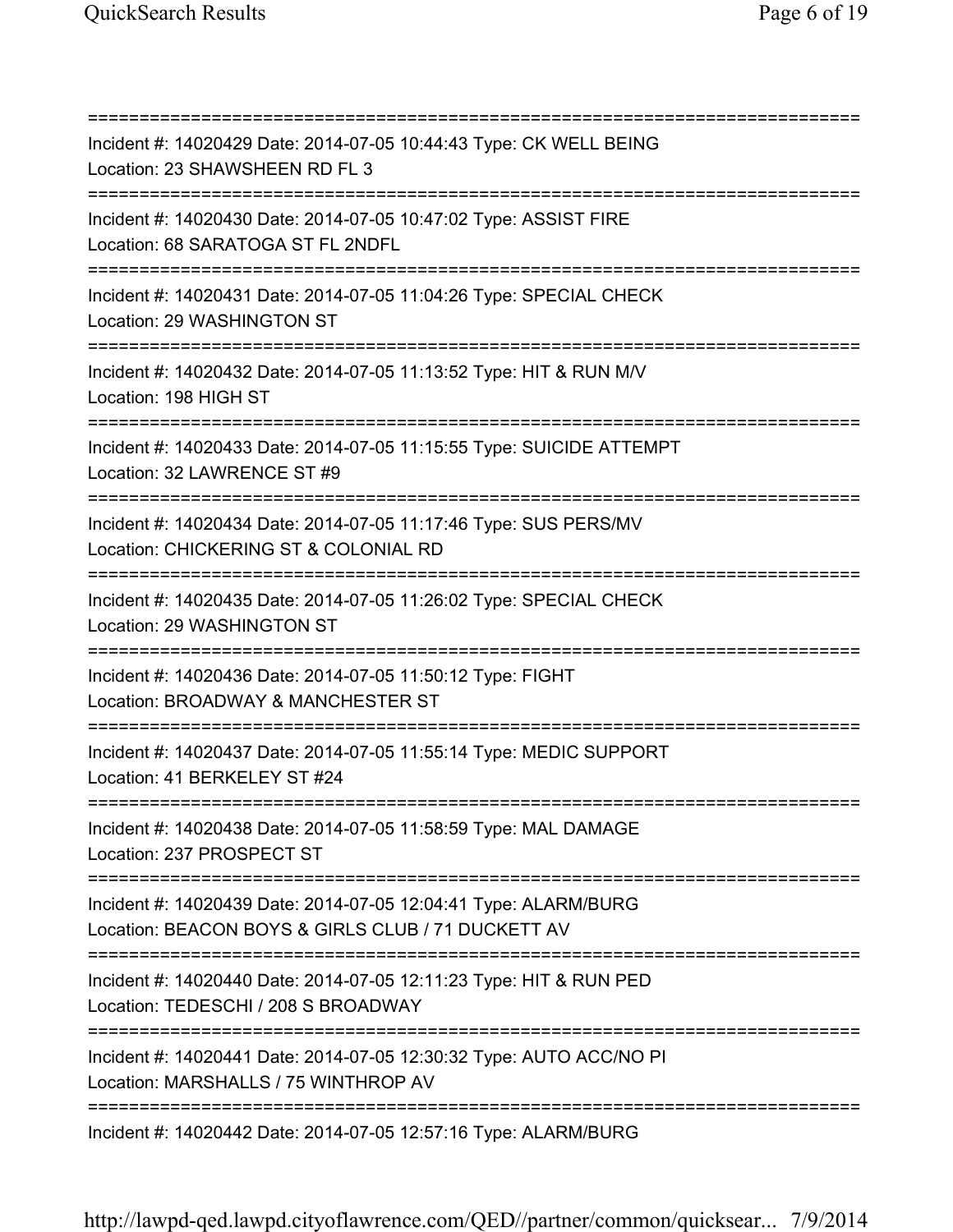===========================================================================

Incident #: 14020429 Date: 2014-07-05 10:44:43 Type: CK WELL BEING
Location: 23 SHAWSHEEN RD FL 3

===========================================================================

Incident #: 14020430 Date: 2014-07-05 10:47:02 Type: ASSIST FIRE
Location: 68 SARATOGA ST FL 2NDFL

===========================================================================

Incident #: 14020431 Date: 2014-07-05 11:04:26 Type: SPECIAL CHECK
Location: 29 WASHINGTON ST

===========================================================================

Incident #: 14020432 Date: 2014-07-05 11:13:52 Type: HIT & RUN M/V
Location: 198 HIGH ST

===========================================================================

Incident #: 14020433 Date: 2014-07-05 11:15:55 Type: SUICIDE ATTEMPT
Location: 32 LAWRENCE ST #9

===========================================================================

Incident #: 14020434 Date: 2014-07-05 11:17:46 Type: SUS PERS/MV
Location: CHICKERING ST & COLONIAL RD

===========================================================================

Incident #: 14020435 Date: 2014-07-05 11:26:02 Type: SPECIAL CHECK
Location: 29 WASHINGTON ST

===========================================================================

Incident #: 14020436 Date: 2014-07-05 11:50:12 Type: FIGHT
Location: BROADWAY & MANCHESTER ST

===========================================================================

Incident #: 14020437 Date: 2014-07-05 11:55:14 Type: MEDIC SUPPORT
Location: 41 BERKELEY ST #24

===========================================================================

Incident #: 14020438 Date: 2014-07-05 11:58:59 Type: MAL DAMAGE
Location: 237 PROSPECT ST

===========================================================================

Incident #: 14020439 Date: 2014-07-05 12:04:41 Type: ALARM/BURG
Location: BEACON BOYS & GIRLS CLUB / 71 DUCKETT AV

===========================================================================

Incident #: 14020440 Date: 2014-07-05 12:11:23 Type: HIT & RUN PED
Location: TEDESCHI / 208 S BROADWAY

===========================================================================

Incident #: 14020441 Date: 2014-07-05 12:30:32 Type: AUTO ACC/NO PI
Location: MARSHALLS / 75 WINTHROP AV

===========================================================================

Incident #: 14020442 Date: 2014-07-05 12:57:16 Type: ALARM/BURG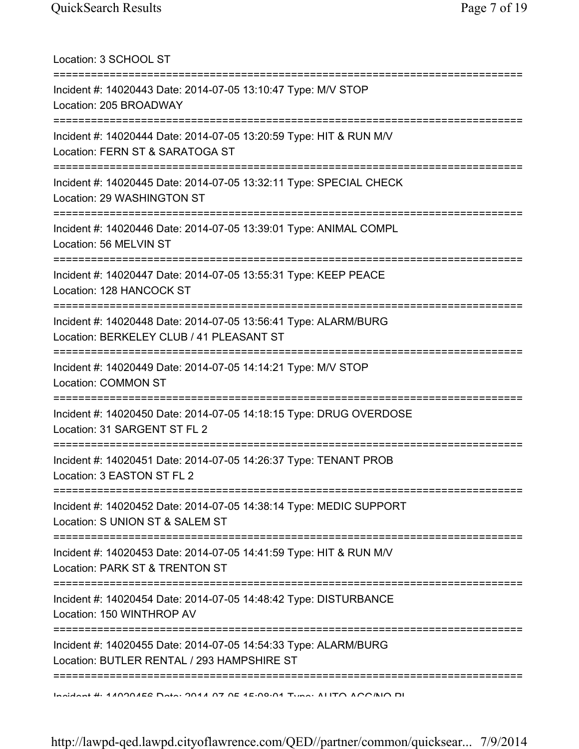Location: 3 SCHOOL ST

===========================================================================

Incident #: 14020443 Date: 2014-07-05 13:10:47 Type: M/V STOP
Location: 205 BROADWAY

===========================================================================

Incident #: 14020444 Date: 2014-07-05 13:20:59 Type: HIT & RUN M/V
Location: FERN ST & SARATOGA ST

===========================================================================

Incident #: 14020445 Date: 2014-07-05 13:32:11 Type: SPECIAL CHECK
Location: 29 WASHINGTON ST

===========================================================================

Incident #: 14020446 Date: 2014-07-05 13:39:01 Type: ANIMAL COMPL
Location: 56 MELVIN ST

===========================================================================

Incident #: 14020447 Date: 2014-07-05 13:55:31 Type: KEEP PEACE
Location: 128 HANCOCK ST

===========================================================================

Incident #: 14020448 Date: 2014-07-05 13:56:41 Type: ALARM/BURG
Location: BERKELEY CLUB / 41 PLEASANT ST

===========================================================================

Incident #: 14020449 Date: 2014-07-05 14:14:21 Type: M/V STOP
Location: COMMON ST

===========================================================================

Incident #: 14020450 Date: 2014-07-05 14:18:15 Type: DRUG OVERDOSE
Location: 31 SARGENT ST FL 2

===========================================================================

Incident #: 14020451 Date: 2014-07-05 14:26:37 Type: TENANT PROB
Location: 3 EASTON ST FL 2

===========================================================================

Incident #: 14020452 Date: 2014-07-05 14:38:14 Type: MEDIC SUPPORT
Location: S UNION ST & SALEM ST

===========================================================================

Incident #: 14020453 Date: 2014-07-05 14:41:59 Type: HIT & RUN M/V
Location: PARK ST & TRENTON ST

===========================================================================

Incident #: 14020454 Date: 2014-07-05 14:48:42 Type: DISTURBANCE
Location: 150 WINTHROP AV

===========================================================================

Incident #: 14020455 Date: 2014-07-05 14:54:33 Type: ALARM/BURG
Location: BUTLER RENTAL / 293 HAMPSHIRE ST

===========================================================================

Incident #: 14020456 Date: 2014-07-05 15:08:01 Type: AUTO ACC/NO PI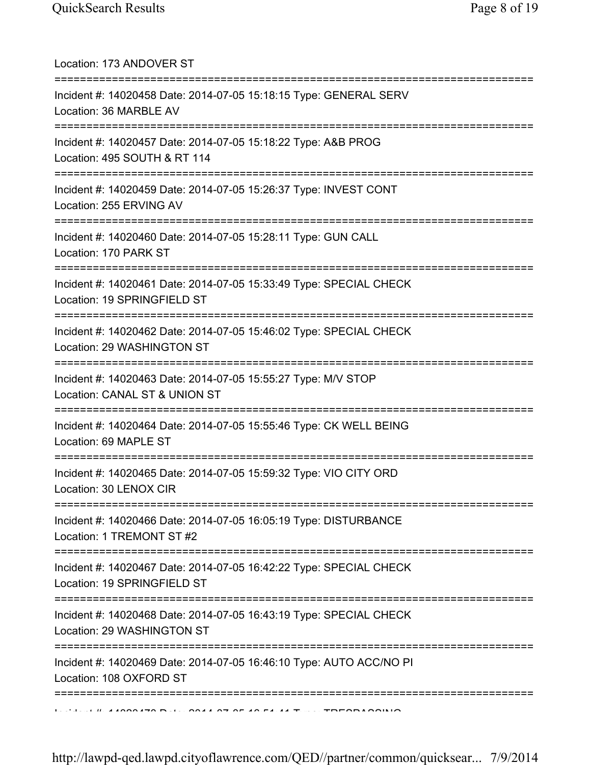Location: 173 ANDOVER ST

===========================================================================

Incident #: 14020458 Date: 2014-07-05 15:18:15 Type: GENERAL SERV
Location: 36 MARBLE AV

===========================================================================

Incident #: 14020457 Date: 2014-07-05 15:18:22 Type: A&B PROG
Location: 495 SOUTH & RT 114

===========================================================================

Incident #: 14020459 Date: 2014-07-05 15:26:37 Type: INVEST CONT
Location: 255 ERVING AV

===========================================================================

Incident #: 14020460 Date: 2014-07-05 15:28:11 Type: GUN CALL
Location: 170 PARK ST

===========================================================================

Incident #: 14020461 Date: 2014-07-05 15:33:49 Type: SPECIAL CHECK
Location: 19 SPRINGFIELD ST

===========================================================================

Incident #: 14020462 Date: 2014-07-05 15:46:02 Type: SPECIAL CHECK
Location: 29 WASHINGTON ST

===========================================================================

Incident #: 14020463 Date: 2014-07-05 15:55:27 Type: M/V STOP
Location: CANAL ST & UNION ST

===========================================================================

Incident #: 14020464 Date: 2014-07-05 15:55:46 Type: CK WELL BEING
Location: 69 MAPLE ST

===========================================================================

Incident #: 14020465 Date: 2014-07-05 15:59:32 Type: VIO CITY ORD
Location: 30 LENOX CIR

===========================================================================

Incident #: 14020466 Date: 2014-07-05 16:05:19 Type: DISTURBANCE
Location: 1 TREMONT ST #2

===========================================================================

Incident #: 14020467 Date: 2014-07-05 16:42:22 Type: SPECIAL CHECK
Location: 19 SPRINGFIELD ST

===========================================================================

Incident #: 14020468 Date: 2014-07-05 16:43:19 Type: SPECIAL CHECK
Location: 29 WASHINGTON ST

===========================================================================

Incident #: 14020469 Date: 2014-07-05 16:46:10 Type: AUTO ACC/NO PI
Location: 108 OXFORD ST

===========================================================================

Incident #: 14020470 Date: 2014-07-05 16:51:41 Type: TRESPASSING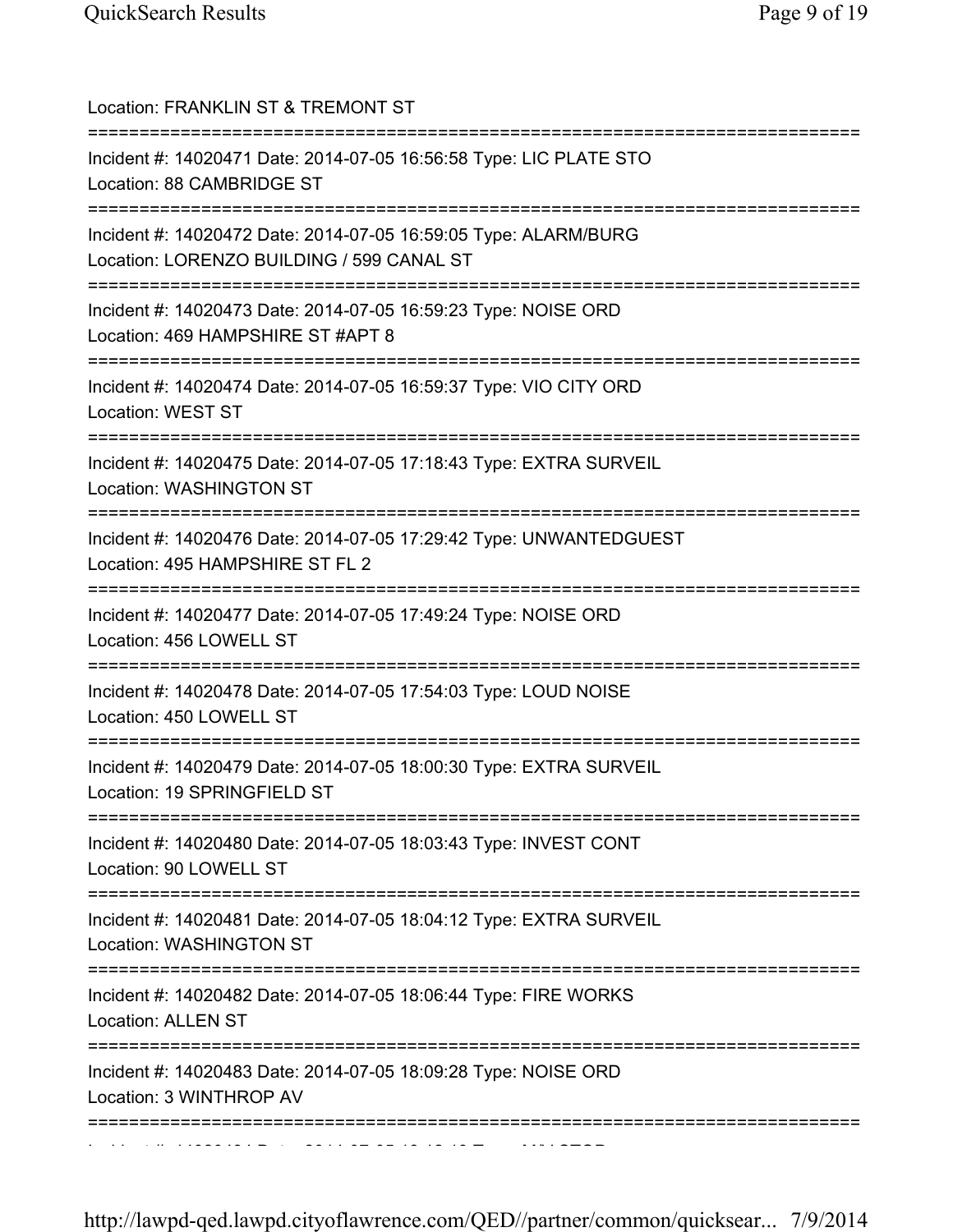Location: FRANKLIN ST & TREMONT ST

===========================================================================

Incident #: 14020471 Date: 2014-07-05 16:56:58 Type: LIC PLATE STO
Location: 88 CAMBRIDGE ST

===========================================================================

Incident #: 14020472 Date: 2014-07-05 16:59:05 Type: ALARM/BURG
Location: LORENZO BUILDING / 599 CANAL ST

===========================================================================

Incident #: 14020473 Date: 2014-07-05 16:59:23 Type: NOISE ORD
Location: 469 HAMPSHIRE ST #APT 8

===========================================================================

Incident #: 14020474 Date: 2014-07-05 16:59:37 Type: VIO CITY ORD
Location: WEST ST

===========================================================================

Incident #: 14020475 Date: 2014-07-05 17:18:43 Type: EXTRA SURVEIL
Location: WASHINGTON ST

===========================================================================

Incident #: 14020476 Date: 2014-07-05 17:29:42 Type: UNWANTEDGUEST
Location: 495 HAMPSHIRE ST FL 2

===========================================================================

Incident #: 14020477 Date: 2014-07-05 17:49:24 Type: NOISE ORD
Location: 456 LOWELL ST

===========================================================================

Incident #: 14020478 Date: 2014-07-05 17:54:03 Type: LOUD NOISE
Location: 450 LOWELL ST

===========================================================================

Incident #: 14020479 Date: 2014-07-05 18:00:30 Type: EXTRA SURVEIL
Location: 19 SPRINGFIELD ST

===========================================================================

Incident #: 14020480 Date: 2014-07-05 18:03:43 Type: INVEST CONT
Location: 90 LOWELL ST

===========================================================================

Incident #: 14020481 Date: 2014-07-05 18:04:12 Type: EXTRA SURVEIL
Location: WASHINGTON ST

===========================================================================

Incident #: 14020482 Date: 2014-07-05 18:06:44 Type: FIRE WORKS
Location: ALLEN ST

===========================================================================

Incident #: 14020483 Date: 2014-07-05 18:09:28 Type: NOISE ORD
Location: 3 WINTHROP AV

===========================================================================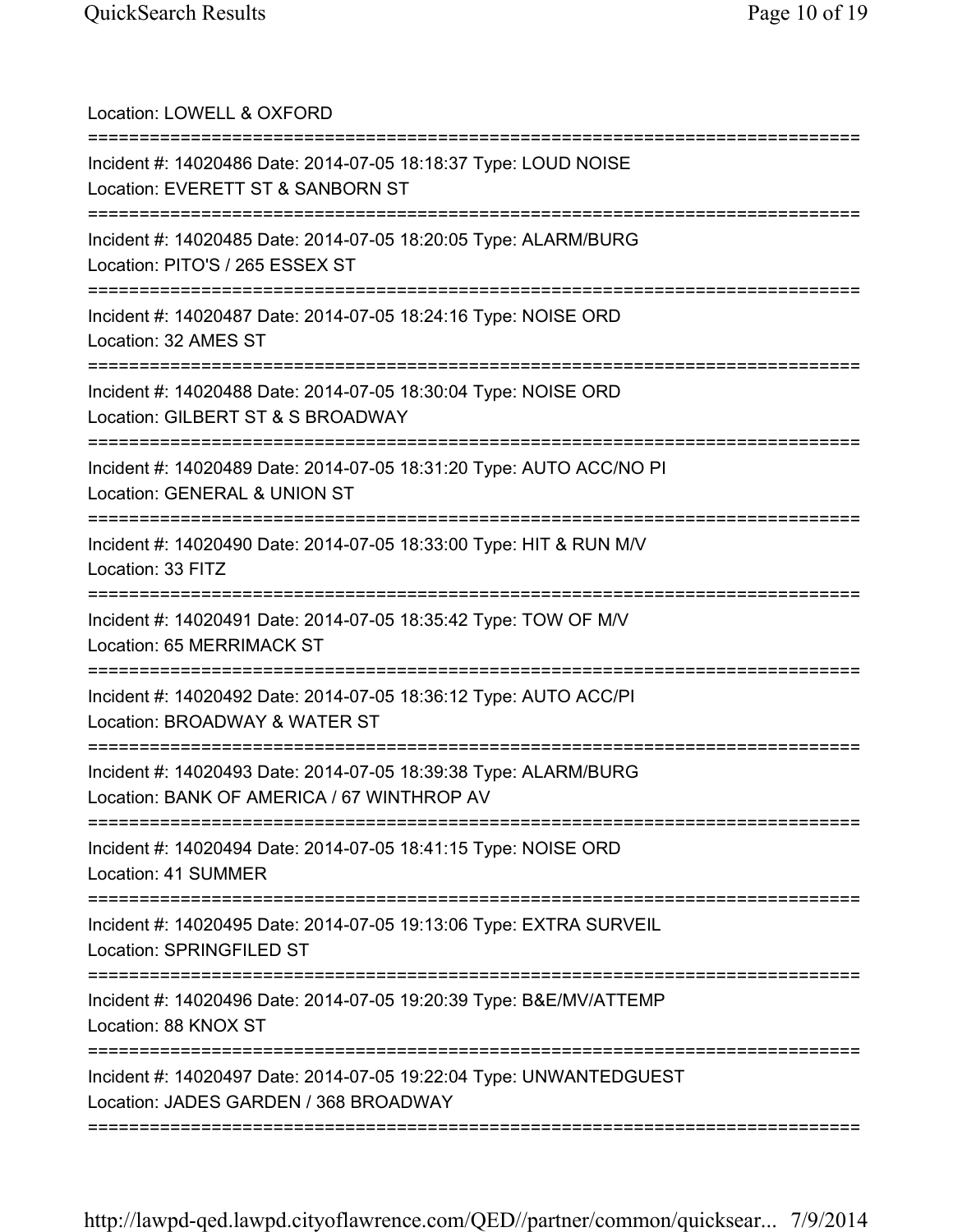Location: LOWELL & OXFORD

===========================================================================

Incident #: 14020486 Date: 2014-07-05 18:18:37 Type: LOUD NOISE
Location: EVERETT ST & SANBORN ST

===========================================================================

Incident #: 14020485 Date: 2014-07-05 18:20:05 Type: ALARM/BURG
Location: PITO'S / 265 ESSEX ST

===========================================================================

Incident #: 14020487 Date: 2014-07-05 18:24:16 Type: NOISE ORD
Location: 32 AMES ST

===========================================================================

Incident #: 14020488 Date: 2014-07-05 18:30:04 Type: NOISE ORD
Location: GILBERT ST & S BROADWAY

===========================================================================

Incident #: 14020489 Date: 2014-07-05 18:31:20 Type: AUTO ACC/NO PI
Location: GENERAL & UNION ST

===========================================================================

Incident #: 14020490 Date: 2014-07-05 18:33:00 Type: HIT & RUN M/V
Location: 33 FITZ

===========================================================================

Incident #: 14020491 Date: 2014-07-05 18:35:42 Type: TOW OF M/V
Location: 65 MERRIMACK ST

===========================================================================

Incident #: 14020492 Date: 2014-07-05 18:36:12 Type: AUTO ACC/PI
Location: BROADWAY & WATER ST

===========================================================================

Incident #: 14020493 Date: 2014-07-05 18:39:38 Type: ALARM/BURG
Location: BANK OF AMERICA / 67 WINTHROP AV

===========================================================================

Incident #: 14020494 Date: 2014-07-05 18:41:15 Type: NOISE ORD
Location: 41 SUMMER

===========================================================================

Incident #: 14020495 Date: 2014-07-05 19:13:06 Type: EXTRA SURVEIL
Location: SPRINGFILED ST

===========================================================================

Incident #: 14020496 Date: 2014-07-05 19:20:39 Type: B&E/MV/ATTEMP
Location: 88 KNOX ST

===========================================================================

Incident #: 14020497 Date: 2014-07-05 19:22:04 Type: UNWANTEDGUEST
Location: JADES GARDEN / 368 BROADWAY

===========================================================================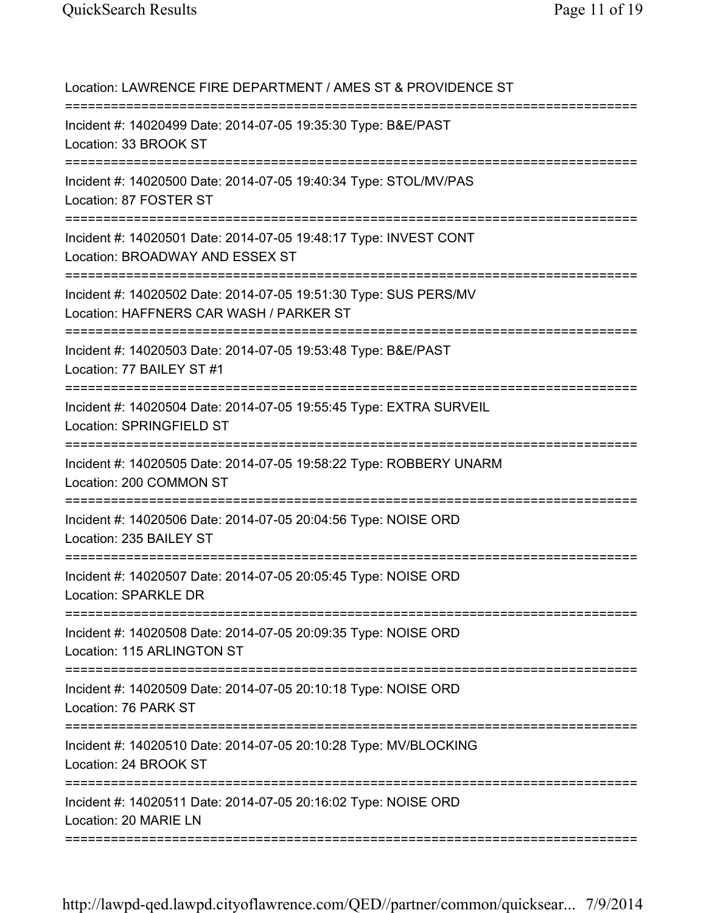Location: LAWRENCE FIRE DEPARTMENT / AMES ST & PROVIDENCE ST

===========================================================================

Incident #: 14020499 Date: 2014-07-05 19:35:30 Type: B&E/PAST
Location: 33 BROOK ST

===========================================================================

Incident #: 14020500 Date: 2014-07-05 19:40:34 Type: STOL/MV/PAS
Location: 87 FOSTER ST

===========================================================================

Incident #: 14020501 Date: 2014-07-05 19:48:17 Type: INVEST CONT
Location: BROADWAY AND ESSEX ST

===========================================================================

Incident #: 14020502 Date: 2014-07-05 19:51:30 Type: SUS PERS/MV
Location: HAFFNERS CAR WASH / PARKER ST

===========================================================================

Incident #: 14020503 Date: 2014-07-05 19:53:48 Type: B&E/PAST
Location: 77 BAILEY ST #1

===========================================================================

Incident #: 14020504 Date: 2014-07-05 19:55:45 Type: EXTRA SURVEIL
Location: SPRINGFIELD ST

===========================================================================

Incident #: 14020505 Date: 2014-07-05 19:58:22 Type: ROBBERY UNARM
Location: 200 COMMON ST

===========================================================================

Incident #: 14020506 Date: 2014-07-05 20:04:56 Type: NOISE ORD
Location: 235 BAILEY ST

===========================================================================

Incident #: 14020507 Date: 2014-07-05 20:05:45 Type: NOISE ORD
Location: SPARKLE DR

===========================================================================

Incident #: 14020508 Date: 2014-07-05 20:09:35 Type: NOISE ORD
Location: 115 ARLINGTON ST

===========================================================================

Incident #: 14020509 Date: 2014-07-05 20:10:18 Type: NOISE ORD
Location: 76 PARK ST

===========================================================================

Incident #: 14020510 Date: 2014-07-05 20:10:28 Type: MV/BLOCKING
Location: 24 BROOK ST

===========================================================================

Incident #: 14020511 Date: 2014-07-05 20:16:02 Type: NOISE ORD
Location: 20 MARIE LN

===========================================================================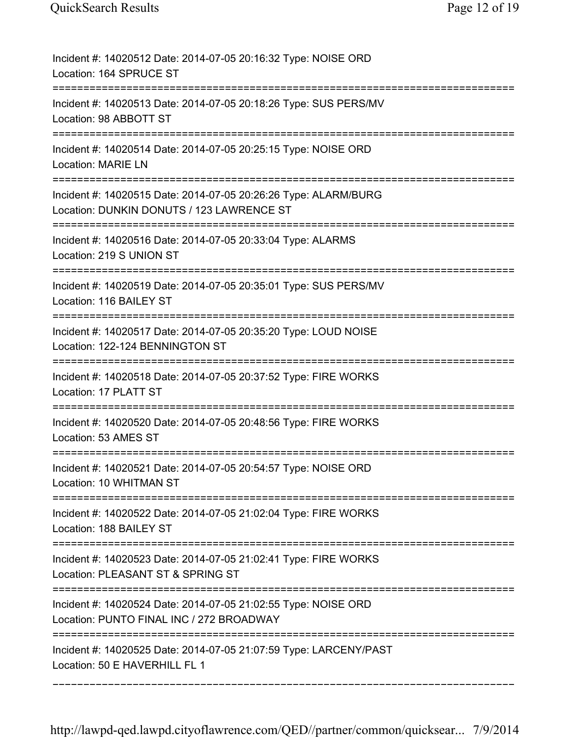Incident #: 14020512 Date: 2014-07-05 20:16:32 Type: NOISE ORD
Location: 164 SPRUCE ST

===========================================================================

Incident #: 14020513 Date: 2014-07-05 20:18:26 Type: SUS PERS/MV
Location: 98 ABBOTT ST

===========================================================================

Incident #: 14020514 Date: 2014-07-05 20:25:15 Type: NOISE ORD
Location: MARIE LN

===========================================================================

Incident #: 14020515 Date: 2014-07-05 20:26:26 Type: ALARM/BURG
Location: DUNKIN DONUTS / 123 LAWRENCE ST

===========================================================================

Incident #: 14020516 Date: 2014-07-05 20:33:04 Type: ALARMS
Location: 219 S UNION ST

===========================================================================

Incident #: 14020519 Date: 2014-07-05 20:35:01 Type: SUS PERS/MV
Location: 116 BAILEY ST

===========================================================================

Incident #: 14020517 Date: 2014-07-05 20:35:20 Type: LOUD NOISE
Location: 122-124 BENNINGTON ST

===========================================================================

Incident #: 14020518 Date: 2014-07-05 20:37:52 Type: FIRE WORKS
Location: 17 PLATT ST

===========================================================================

Incident #: 14020520 Date: 2014-07-05 20:48:56 Type: FIRE WORKS
Location: 53 AMES ST

===========================================================================

Incident #: 14020521 Date: 2014-07-05 20:54:57 Type: NOISE ORD
Location: 10 WHITMAN ST

===========================================================================

Incident #: 14020522 Date: 2014-07-05 21:02:04 Type: FIRE WORKS
Location: 188 BAILEY ST

===========================================================================

Incident #: 14020523 Date: 2014-07-05 21:02:41 Type: FIRE WORKS
Location: PLEASANT ST & SPRING ST

===========================================================================

Incident #: 14020524 Date: 2014-07-05 21:02:55 Type: NOISE ORD
Location: PUNTO FINAL INC / 272 BROADWAY

===========================================================================

Incident #: 14020525 Date: 2014-07-05 21:07:59 Type: LARCENY/PAST
Location: 50 E HAVERHILL FL 1

---------------------------------------------------------------------------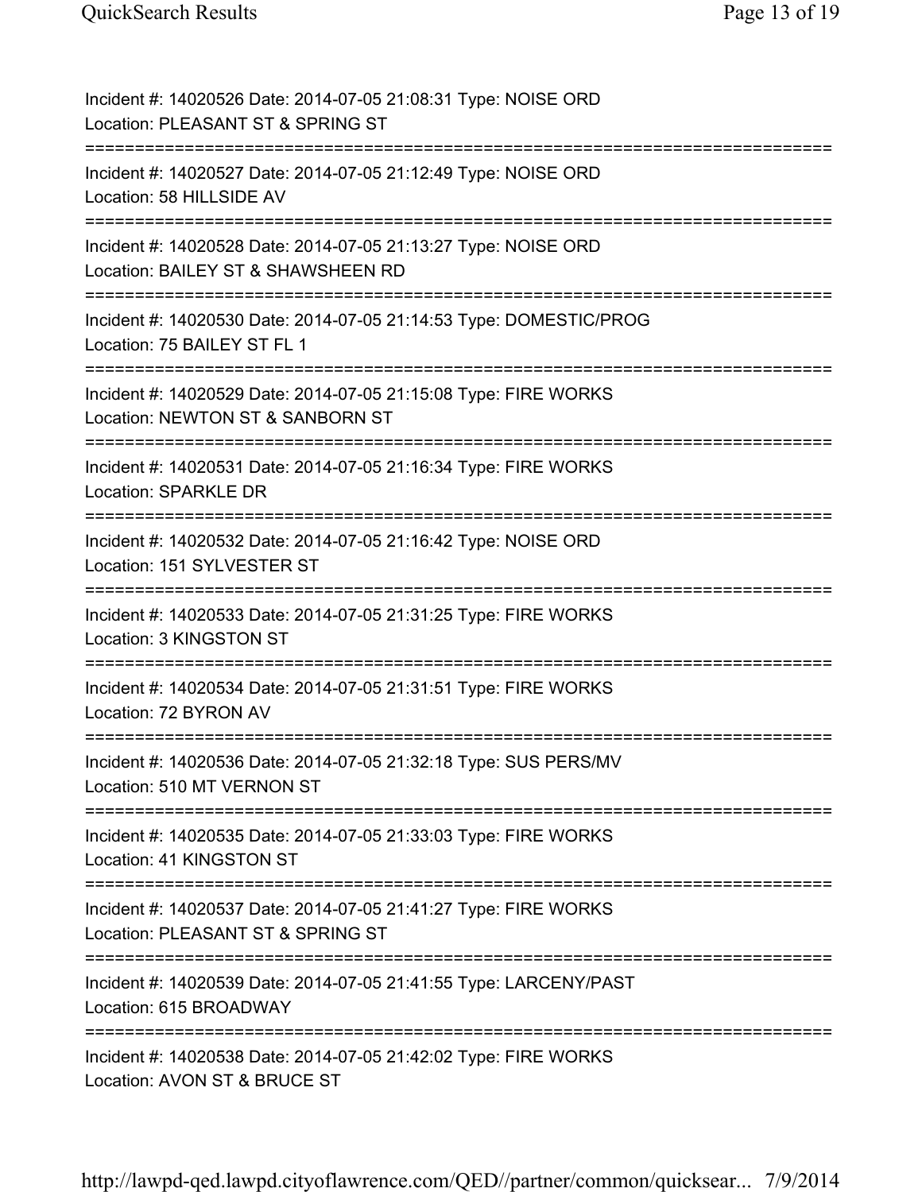Incident #: 14020526 Date: 2014-07-05 21:08:31 Type: NOISE ORD
Location: PLEASANT ST & SPRING ST

===========================================================================

Incident #: 14020527 Date: 2014-07-05 21:12:49 Type: NOISE ORD
Location: 58 HILLSIDE AV

===========================================================================

Incident #: 14020528 Date: 2014-07-05 21:13:27 Type: NOISE ORD
Location: BAILEY ST & SHAWSHEEN RD

===========================================================================

Incident #: 14020530 Date: 2014-07-05 21:14:53 Type: DOMESTIC/PROG
Location: 75 BAILEY ST FL 1

===========================================================================

Incident #: 14020529 Date: 2014-07-05 21:15:08 Type: FIRE WORKS
Location: NEWTON ST & SANBORN ST

===========================================================================

Incident #: 14020531 Date: 2014-07-05 21:16:34 Type: FIRE WORKS
Location: SPARKLE DR

===========================================================================

Incident #: 14020532 Date: 2014-07-05 21:16:42 Type: NOISE ORD
Location: 151 SYLVESTER ST

===========================================================================

Incident #: 14020533 Date: 2014-07-05 21:31:25 Type: FIRE WORKS
Location: 3 KINGSTON ST

===========================================================================

Incident #: 14020534 Date: 2014-07-05 21:31:51 Type: FIRE WORKS
Location: 72 BYRON AV

===========================================================================

Incident #: 14020536 Date: 2014-07-05 21:32:18 Type: SUS PERS/MV
Location: 510 MT VERNON ST

===========================================================================

Incident #: 14020535 Date: 2014-07-05 21:33:03 Type: FIRE WORKS
Location: 41 KINGSTON ST

===========================================================================

Incident #: 14020537 Date: 2014-07-05 21:41:27 Type: FIRE WORKS
Location: PLEASANT ST & SPRING ST

===========================================================================

Incident #: 14020539 Date: 2014-07-05 21:41:55 Type: LARCENY/PAST
Location: 615 BROADWAY

===========================================================================

Incident #: 14020538 Date: 2014-07-05 21:42:02 Type: FIRE WORKS
Location: AVON ST & BRUCE ST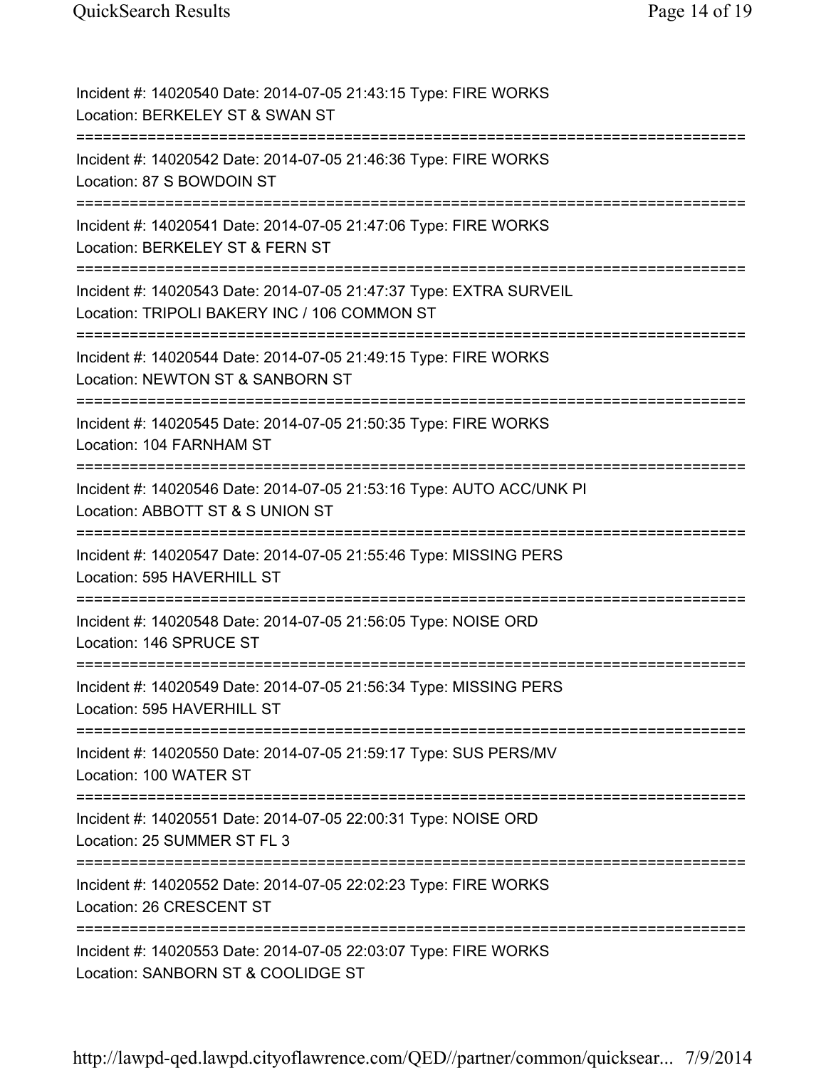Incident #: 14020540 Date: 2014-07-05 21:43:15 Type: FIRE WORKS
Location: BERKELEY ST & SWAN ST

===========================================================================

Incident #: 14020542 Date: 2014-07-05 21:46:36 Type: FIRE WORKS
Location: 87 S BOWDOIN ST

===========================================================================

Incident #: 14020541 Date: 2014-07-05 21:47:06 Type: FIRE WORKS
Location: BERKELEY ST & FERN ST

===========================================================================

Incident #: 14020543 Date: 2014-07-05 21:47:37 Type: EXTRA SURVEIL
Location: TRIPOLI BAKERY INC / 106 COMMON ST

===========================================================================

Incident #: 14020544 Date: 2014-07-05 21:49:15 Type: FIRE WORKS
Location: NEWTON ST & SANBORN ST

===========================================================================

Incident #: 14020545 Date: 2014-07-05 21:50:35 Type: FIRE WORKS
Location: 104 FARNHAM ST

===========================================================================

Incident #: 14020546 Date: 2014-07-05 21:53:16 Type: AUTO ACC/UNK PI
Location: ABBOTT ST & S UNION ST

===========================================================================

Incident #: 14020547 Date: 2014-07-05 21:55:46 Type: MISSING PERS
Location: 595 HAVERHILL ST

===========================================================================

Incident #: 14020548 Date: 2014-07-05 21:56:05 Type: NOISE ORD
Location: 146 SPRUCE ST

===========================================================================

Incident #: 14020549 Date: 2014-07-05 21:56:34 Type: MISSING PERS
Location: 595 HAVERHILL ST

===========================================================================

Incident #: 14020550 Date: 2014-07-05 21:59:17 Type: SUS PERS/MV
Location: 100 WATER ST

===========================================================================

Incident #: 14020551 Date: 2014-07-05 22:00:31 Type: NOISE ORD
Location: 25 SUMMER ST FL 3

===========================================================================

Incident #: 14020552 Date: 2014-07-05 22:02:23 Type: FIRE WORKS
Location: 26 CRESCENT ST

===========================================================================

Incident #: 14020553 Date: 2014-07-05 22:03:07 Type: FIRE WORKS
Location: SANBORN ST & COOLIDGE ST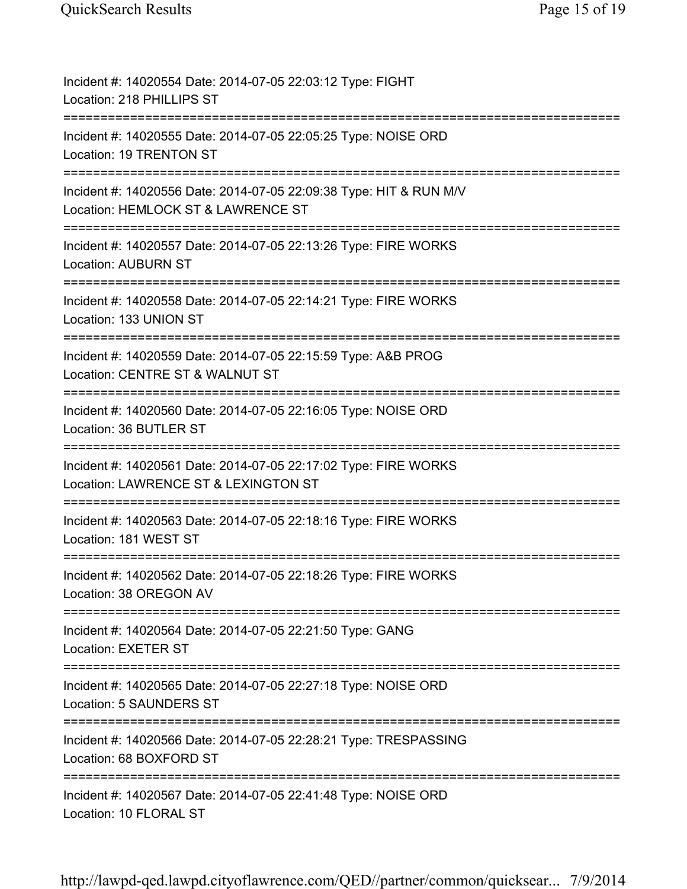Incident #: 14020554 Date: 2014-07-05 22:03:12 Type: FIGHT
Location: 218 PHILLIPS ST

===========================================================================

Incident #: 14020555 Date: 2014-07-05 22:05:25 Type: NOISE ORD
Location: 19 TRENTON ST

===========================================================================

Incident #: 14020556 Date: 2014-07-05 22:09:38 Type: HIT & RUN M/V
Location: HEMLOCK ST & LAWRENCE ST

===========================================================================

Incident #: 14020557 Date: 2014-07-05 22:13:26 Type: FIRE WORKS
Location: AUBURN ST

===========================================================================

Incident #: 14020558 Date: 2014-07-05 22:14:21 Type: FIRE WORKS
Location: 133 UNION ST

===========================================================================

Incident #: 14020559 Date: 2014-07-05 22:15:59 Type: A&B PROG
Location: CENTRE ST & WALNUT ST

===========================================================================

Incident #: 14020560 Date: 2014-07-05 22:16:05 Type: NOISE ORD
Location: 36 BUTLER ST

===========================================================================

Incident #: 14020561 Date: 2014-07-05 22:17:02 Type: FIRE WORKS
Location: LAWRENCE ST & LEXINGTON ST

===========================================================================

Incident #: 14020563 Date: 2014-07-05 22:18:16 Type: FIRE WORKS
Location: 181 WEST ST

===========================================================================

Incident #: 14020562 Date: 2014-07-05 22:18:26 Type: FIRE WORKS
Location: 38 OREGON AV

===========================================================================

Incident #: 14020564 Date: 2014-07-05 22:21:50 Type: GANG
Location: EXETER ST

===========================================================================

Incident #: 14020565 Date: 2014-07-05 22:27:18 Type: NOISE ORD
Location: 5 SAUNDERS ST

===========================================================================

Incident #: 14020566 Date: 2014-07-05 22:28:21 Type: TRESPASSING
Location: 68 BOXFORD ST

===========================================================================

Incident #: 14020567 Date: 2014-07-05 22:41:48 Type: NOISE ORD
Location: 10 FLORAL ST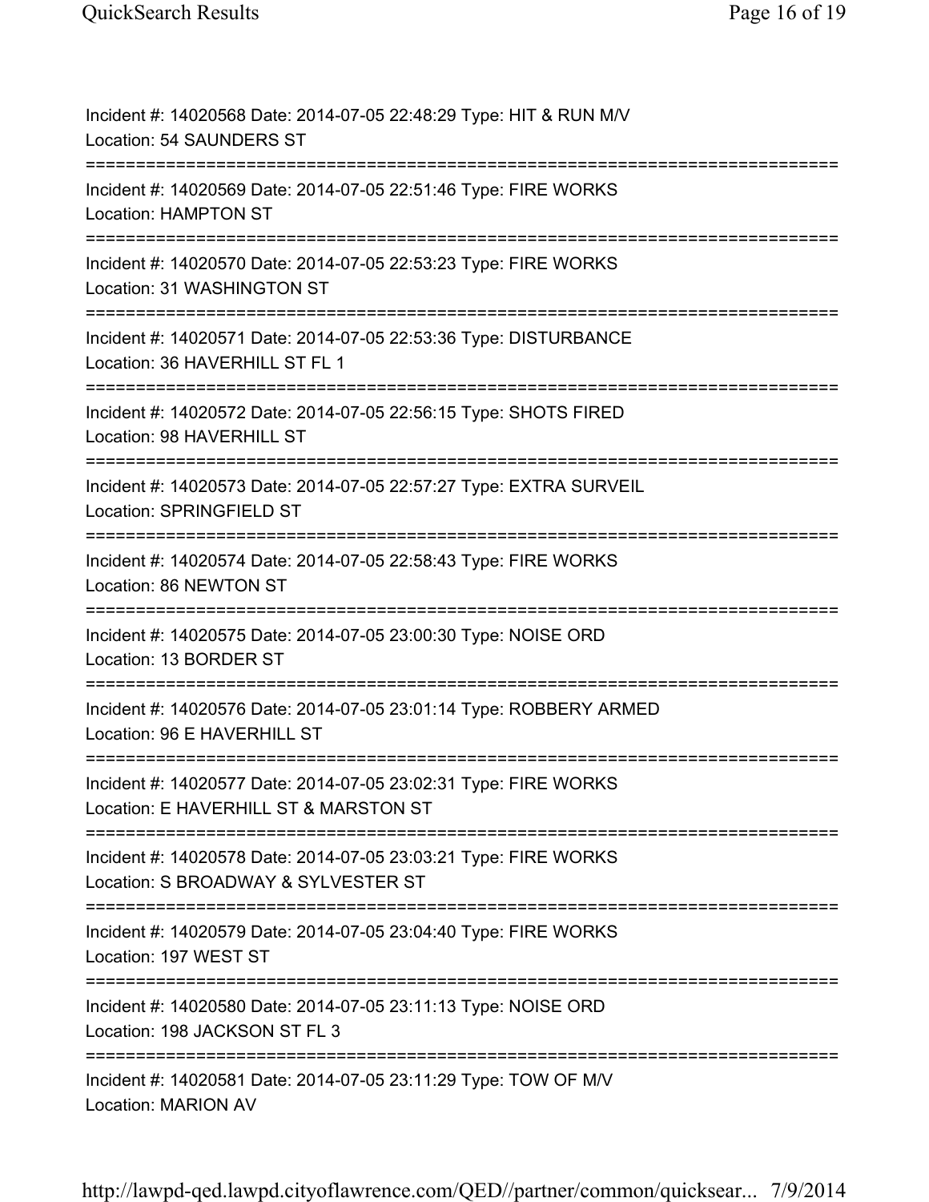Incident #: 14020568 Date: 2014-07-05 22:48:29 Type: HIT & RUN M/V
Location: 54 SAUNDERS ST

===========================================================================

Incident #: 14020569 Date: 2014-07-05 22:51:46 Type: FIRE WORKS
Location: HAMPTON ST

===========================================================================

Incident #: 14020570 Date: 2014-07-05 22:53:23 Type: FIRE WORKS
Location: 31 WASHINGTON ST

===========================================================================

Incident #: 14020571 Date: 2014-07-05 22:53:36 Type: DISTURBANCE
Location: 36 HAVERHILL ST FL 1

===========================================================================

Incident #: 14020572 Date: 2014-07-05 22:56:15 Type: SHOTS FIRED
Location: 98 HAVERHILL ST

===========================================================================

Incident #: 14020573 Date: 2014-07-05 22:57:27 Type: EXTRA SURVEIL
Location: SPRINGFIELD ST

===========================================================================

Incident #: 14020574 Date: 2014-07-05 22:58:43 Type: FIRE WORKS
Location: 86 NEWTON ST

===========================================================================

Incident #: 14020575 Date: 2014-07-05 23:00:30 Type: NOISE ORD
Location: 13 BORDER ST

===========================================================================

Incident #: 14020576 Date: 2014-07-05 23:01:14 Type: ROBBERY ARMED
Location: 96 E HAVERHILL ST

===========================================================================

Incident #: 14020577 Date: 2014-07-05 23:02:31 Type: FIRE WORKS
Location: E HAVERHILL ST & MARSTON ST

===========================================================================

Incident #: 14020578 Date: 2014-07-05 23:03:21 Type: FIRE WORKS
Location: S BROADWAY & SYLVESTER ST

===========================================================================

Incident #: 14020579 Date: 2014-07-05 23:04:40 Type: FIRE WORKS
Location: 197 WEST ST

===========================================================================

Incident #: 14020580 Date: 2014-07-05 23:11:13 Type: NOISE ORD
Location: 198 JACKSON ST FL 3

===========================================================================

Incident #: 14020581 Date: 2014-07-05 23:11:29 Type: TOW OF M/V
Location: MARION AV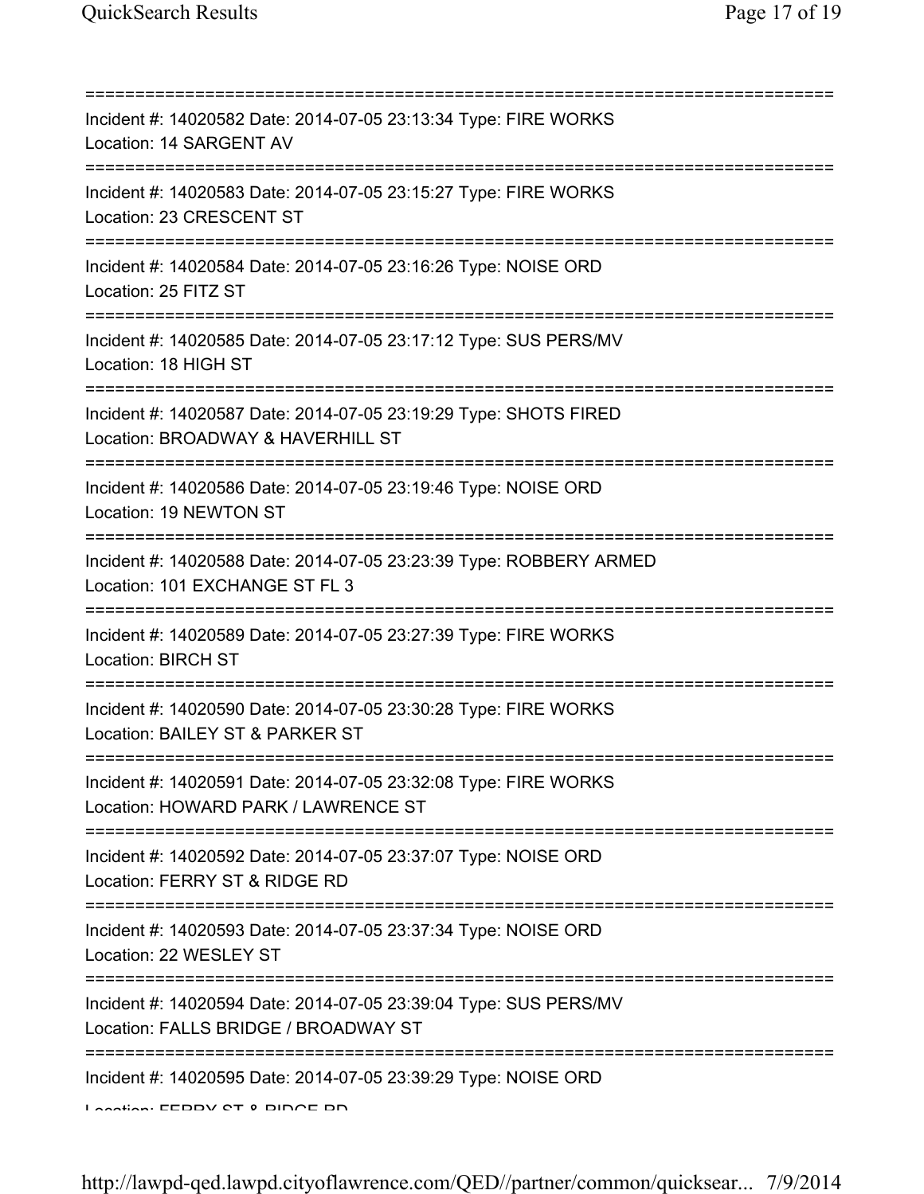===========================================================================

Incident #: 14020582 Date: 2014-07-05 23:13:34 Type: FIRE WORKS
Location: 14 SARGENT AV

===========================================================================

Incident #: 14020583 Date: 2014-07-05 23:15:27 Type: FIRE WORKS
Location: 23 CRESCENT ST

===========================================================================

Incident #: 14020584 Date: 2014-07-05 23:16:26 Type: NOISE ORD
Location: 25 FITZ ST

===========================================================================

Incident #: 14020585 Date: 2014-07-05 23:17:12 Type: SUS PERS/MV
Location: 18 HIGH ST

===========================================================================

Incident #: 14020587 Date: 2014-07-05 23:19:29 Type: SHOTS FIRED
Location: BROADWAY & HAVERHILL ST

===========================================================================

Incident #: 14020586 Date: 2014-07-05 23:19:46 Type: NOISE ORD
Location: 19 NEWTON ST

===========================================================================

Incident #: 14020588 Date: 2014-07-05 23:23:39 Type: ROBBERY ARMED
Location: 101 EXCHANGE ST FL 3

===========================================================================

Incident #: 14020589 Date: 2014-07-05 23:27:39 Type: FIRE WORKS
Location: BIRCH ST

===========================================================================

Incident #: 14020590 Date: 2014-07-05 23:30:28 Type: FIRE WORKS
Location: BAILEY ST & PARKER ST

===========================================================================

Incident #: 14020591 Date: 2014-07-05 23:32:08 Type: FIRE WORKS
Location: HOWARD PARK / LAWRENCE ST

===========================================================================

Incident #: 14020592 Date: 2014-07-05 23:37:07 Type: NOISE ORD
Location: FERRY ST & RIDGE RD

===========================================================================

Incident #: 14020593 Date: 2014-07-05 23:37:34 Type: NOISE ORD
Location: 22 WESLEY ST

===========================================================================

Incident #: 14020594 Date: 2014-07-05 23:39:04 Type: SUS PERS/MV
Location: FALLS BRIDGE / BROADWAY ST

===========================================================================

Incident #: 14020595 Date: 2014-07-05 23:39:29 Type: NOISE ORD
Location: FERRY ST & RIDGE RD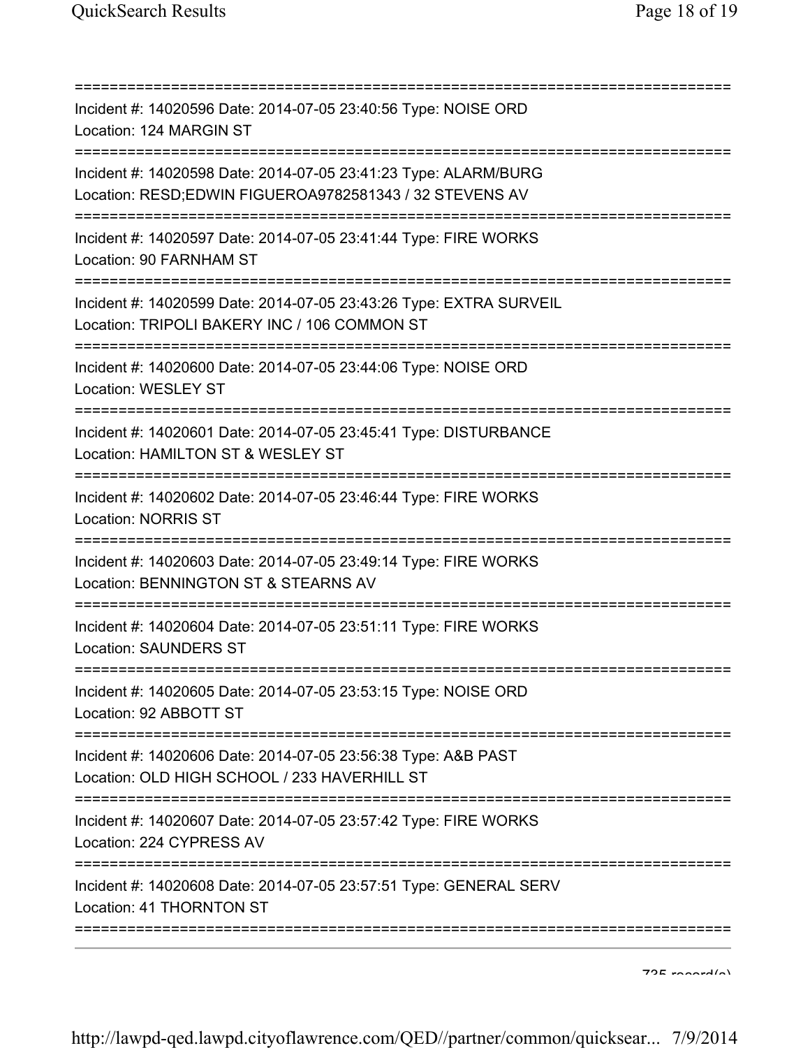===========================================================================
Incident #: 14020596 Date: 2014-07-05 23:40:56 Type: NOISE ORD
Location: 124 MARGIN ST
===========================================================================
Incident #: 14020598 Date: 2014-07-05 23:41:23 Type: ALARM/BURG
Location: RESD;EDWIN FIGUEROA9782581343 / 32 STEVENS AV
===========================================================================
Incident #: 14020597 Date: 2014-07-05 23:41:44 Type: FIRE WORKS
Location: 90 FARNHAM ST
===========================================================================
Incident #: 14020599 Date: 2014-07-05 23:43:26 Type: EXTRA SURVEIL
Location: TRIPOLI BAKERY INC / 106 COMMON ST
===========================================================================
Incident #: 14020600 Date: 2014-07-05 23:44:06 Type: NOISE ORD
Location: WESLEY ST
===========================================================================
Incident #: 14020601 Date: 2014-07-05 23:45:41 Type: DISTURBANCE
Location: HAMILTON ST & WESLEY ST
===========================================================================
Incident #: 14020602 Date: 2014-07-05 23:46:44 Type: FIRE WORKS
Location: NORRIS ST
===========================================================================
Incident #: 14020603 Date: 2014-07-05 23:49:14 Type: FIRE WORKS
Location: BENNINGTON ST & STEARNS AV
===========================================================================
Incident #: 14020604 Date: 2014-07-05 23:51:11 Type: FIRE WORKS
Location: SAUNDERS ST
===========================================================================
Incident #: 14020605 Date: 2014-07-05 23:53:15 Type: NOISE ORD
Location: 92 ABBOTT ST
===========================================================================
Incident #: 14020606 Date: 2014-07-05 23:56:38 Type: A&B PAST
Location: OLD HIGH SCHOOL / 233 HAVERHILL ST
===========================================================================
Incident #: 14020607 Date: 2014-07-05 23:57:42 Type: FIRE WORKS
Location: 224 CYPRESS AV
===========================================================================
Incident #: 14020608 Date: 2014-07-05 23:57:51 Type: GENERAL SERV
Location: 41 THORNTON ST
===========================================================================

735 record(s)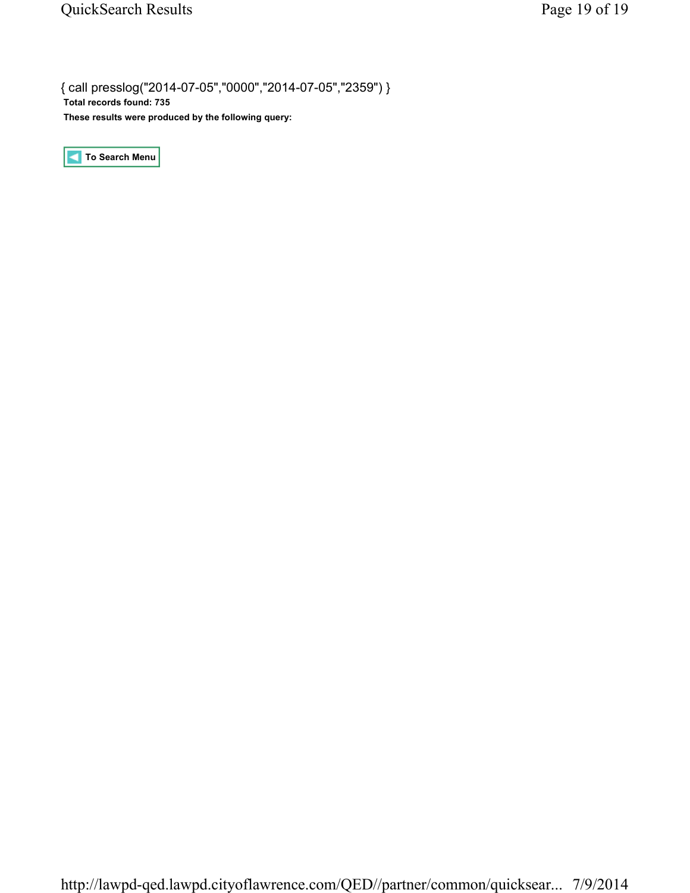{ call presslog("2014-07-05","0000","2014-07-05","2359") }

**Total records found: 735**

**These results were produced by the following query:**

**To Search Menu**